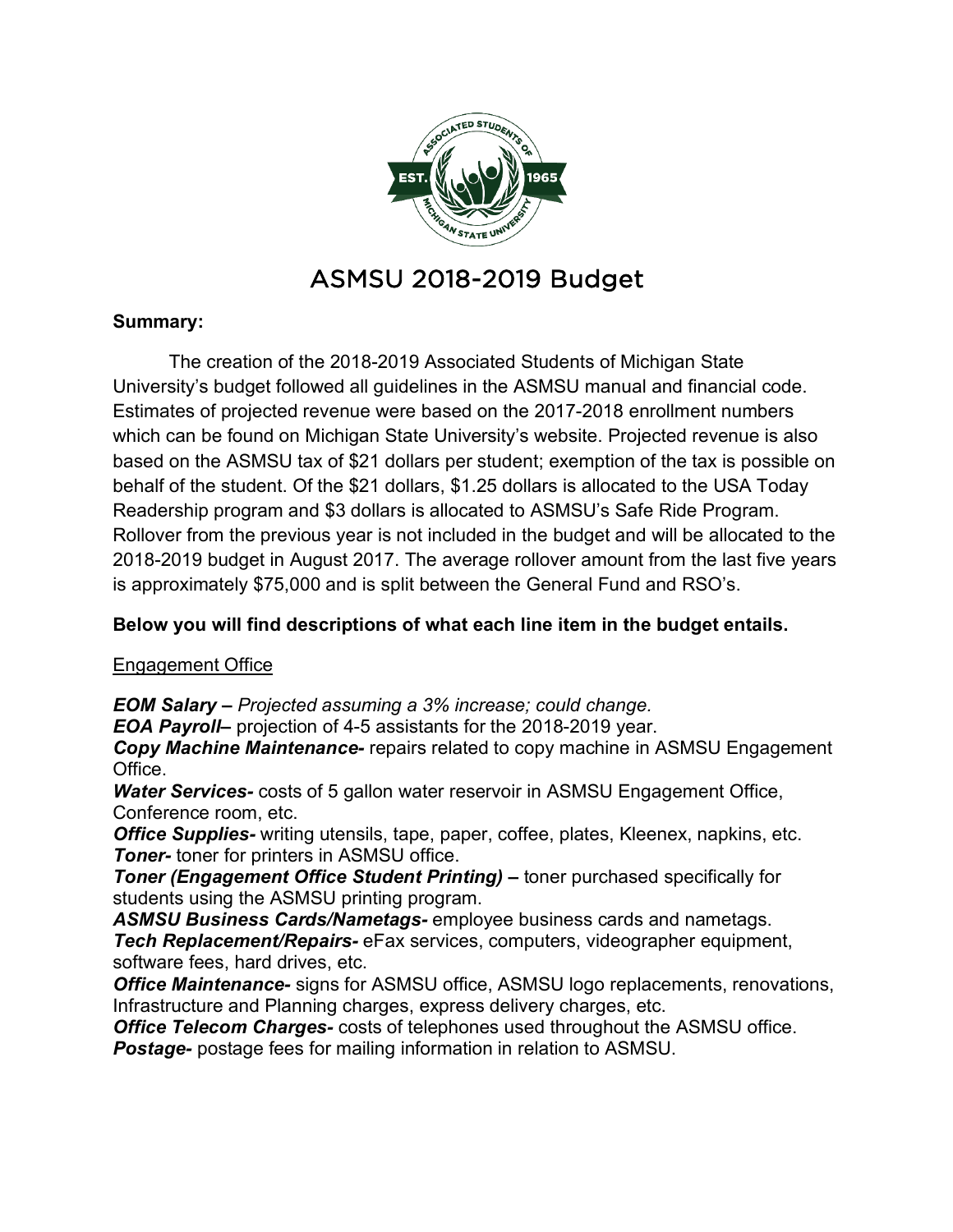# ASMSU 2018-2019 Budget

**Summary:**

The creation of the 2018-2019 Associated Students of Michigan State University's budget followed all guidelines in the ASMSU manual and financial code. Estimates of projected revenue were based on the 2017-2018 enrollment numbers which can be found on Michigan State University's website. Projected revenue is also based on the ASMSU tax of $21 dollars per student; exemption of the tax is possible on behalf of the student. Of the $21 dollars, $1.25 dollars is allocated to the USA Today Readership program and $3 dollars is allocated to ASMSU's Safe Ride Program. Rollover from the previous year is not included in the budget and will be allocated to the 2018-2019 budget in August 2017. The average rollover amount from the last five years is approximately $75,000 and is split between the General Fund and RSO's.

**Below you will find descriptions of what each line item in the budget entails.**

<u>Engagement Office</u>

***EOM Salary –*** *Projected assuming a 3% increase; could change.*
***EOA Payroll–*** projection of 4-5 assistants for the 2018-2019 year.
***Copy Machine Maintenance-*** repairs related to copy machine in ASMSU Engagement Office.
***Water Services-*** costs of 5 gallon water reservoir in ASMSU Engagement Office, Conference room, etc.
***Office Supplies-*** writing utensils, tape, paper, coffee, plates, Kleenex, napkins, etc.
***Toner-*** toner for printers in ASMSU office.
***Toner (Engagement Office Student Printing) –*** toner purchased specifically for students using the ASMSU printing program.
***ASMSU Business Cards/Nametags-*** employee business cards and nametags.
***Tech Replacement/Repairs-*** eFax services, computers, videographer equipment, software fees, hard drives, etc.
***Office Maintenance-*** signs for ASMSU office, ASMSU logo replacements, renovations, Infrastructure and Planning charges, express delivery charges, etc.
***Office Telecom Charges-*** costs of telephones used throughout the ASMSU office.
***Postage-*** postage fees for mailing information in relation to ASMSU.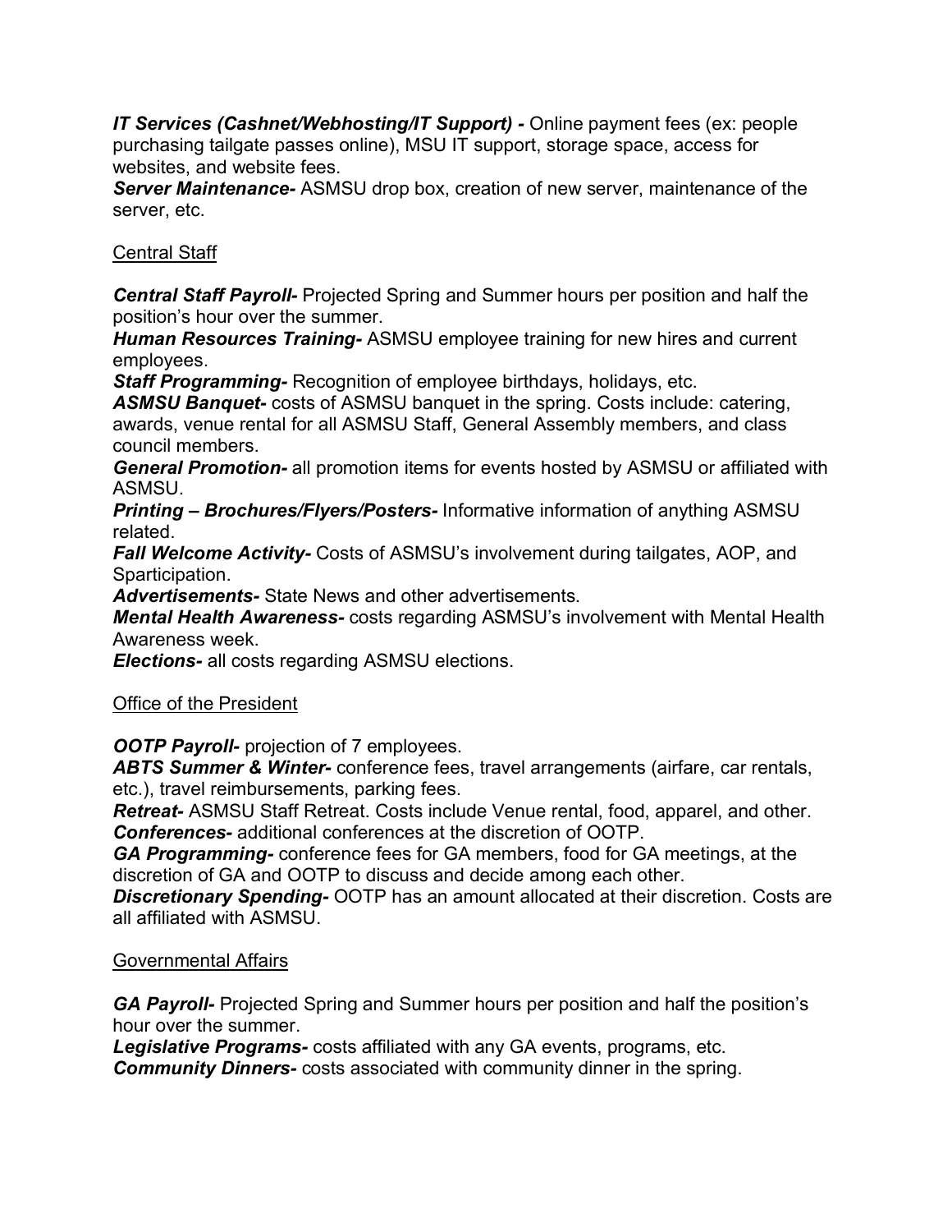***IT Services (Cashnet/Webhosting/IT Support) -*** Online payment fees (ex: people purchasing tailgate passes online), MSU IT support, storage space, access for websites, and website fees.
***Server Maintenance-*** ASMSU drop box, creation of new server, maintenance of the server, etc.

<u>Central Staff</u>

***Central Staff Payroll-*** Projected Spring and Summer hours per position and half the position's hour over the summer.
***Human Resources Training-*** ASMSU employee training for new hires and current employees.
***Staff Programming-*** Recognition of employee birthdays, holidays, etc.
***ASMSU Banquet-*** costs of ASMSU banquet in the spring. Costs include: catering, awards, venue rental for all ASMSU Staff, General Assembly members, and class council members.
***General Promotion-*** all promotion items for events hosted by ASMSU or affiliated with ASMSU.
***Printing – Brochures/Flyers/Posters-*** Informative information of anything ASMSU related.
***Fall Welcome Activity-*** Costs of ASMSU's involvement during tailgates, AOP, and Sparticipation.
***Advertisements-*** State News and other advertisements.
***Mental Health Awareness-*** costs regarding ASMSU's involvement with Mental Health Awareness week.
***Elections-*** all costs regarding ASMSU elections.

<u>Office of the President</u>

***OOTP Payroll-*** projection of 7 employees.
***ABTS Summer & Winter-*** conference fees, travel arrangements (airfare, car rentals, etc.), travel reimbursements, parking fees.
***Retreat-*** ASMSU Staff Retreat. Costs include Venue rental, food, apparel, and other.
***Conferences-*** additional conferences at the discretion of OOTP.
***GA Programming-*** conference fees for GA members, food for GA meetings, at the discretion of GA and OOTP to discuss and decide among each other.
***Discretionary Spending-*** OOTP has an amount allocated at their discretion. Costs are all affiliated with ASMSU.

<u>Governmental Affairs</u>

***GA Payroll-*** Projected Spring and Summer hours per position and half the position's hour over the summer.
***Legislative Programs-*** costs affiliated with any GA events, programs, etc.
***Community Dinners-*** costs associated with community dinner in the spring.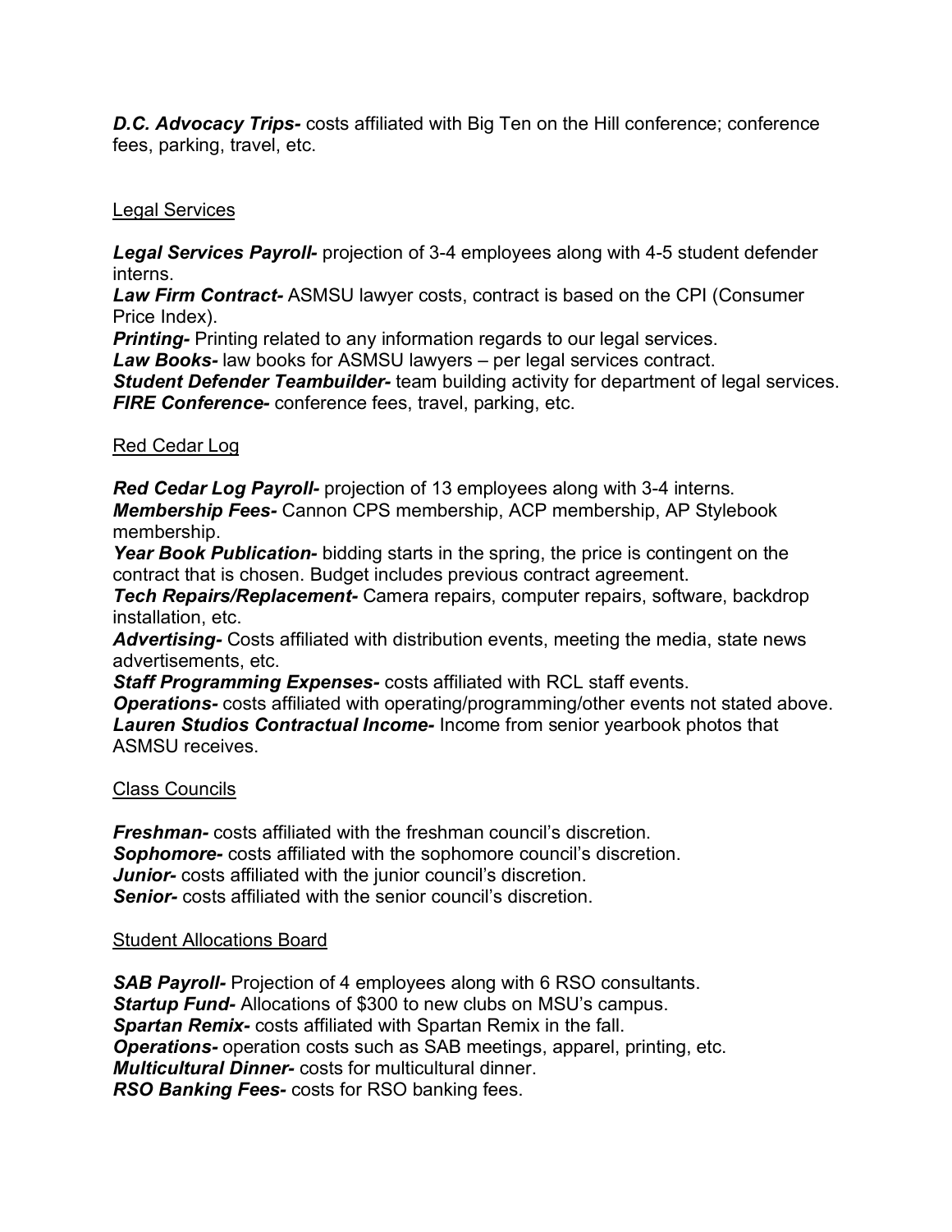***D.C. Advocacy Trips-*** costs affiliated with Big Ten on the Hill conference; conference fees, parking, travel, etc.

## Legal Services

***Legal Services Payroll-*** projection of 3-4 employees along with 4-5 student defender interns.
***Law Firm Contract-*** ASMSU lawyer costs, contract is based on the CPI (Consumer Price Index).
***Printing-*** Printing related to any information regards to our legal services.
***Law Books-*** law books for ASMSU lawyers – per legal services contract.
***Student Defender Teambuilder-*** team building activity for department of legal services.
***FIRE Conference-*** conference fees, travel, parking, etc.

## Red Cedar Log

***Red Cedar Log Payroll-*** projection of 13 employees along with 3-4 interns.
***Membership Fees-*** Cannon CPS membership, ACP membership, AP Stylebook membership.
***Year Book Publication-*** bidding starts in the spring, the price is contingent on the contract that is chosen. Budget includes previous contract agreement.
***Tech Repairs/Replacement-*** Camera repairs, computer repairs, software, backdrop installation, etc.
***Advertising-*** Costs affiliated with distribution events, meeting the media, state news advertisements, etc.
***Staff Programming Expenses-*** costs affiliated with RCL staff events.
***Operations-*** costs affiliated with operating/programming/other events not stated above.
***Lauren Studios Contractual Income-*** Income from senior yearbook photos that ASMSU receives.

## Class Councils

***Freshman-*** costs affiliated with the freshman council's discretion.
***Sophomore-*** costs affiliated with the sophomore council's discretion.
***Junior-*** costs affiliated with the junior council's discretion.
***Senior-*** costs affiliated with the senior council's discretion.

## Student Allocations Board

***SAB Payroll-*** Projection of 4 employees along with 6 RSO consultants.
***Startup Fund-*** Allocations of $300 to new clubs on MSU's campus.
***Spartan Remix-*** costs affiliated with Spartan Remix in the fall.
***Operations-*** operation costs such as SAB meetings, apparel, printing, etc.
***Multicultural Dinner-*** costs for multicultural dinner.
***RSO Banking Fees-*** costs for RSO banking fees.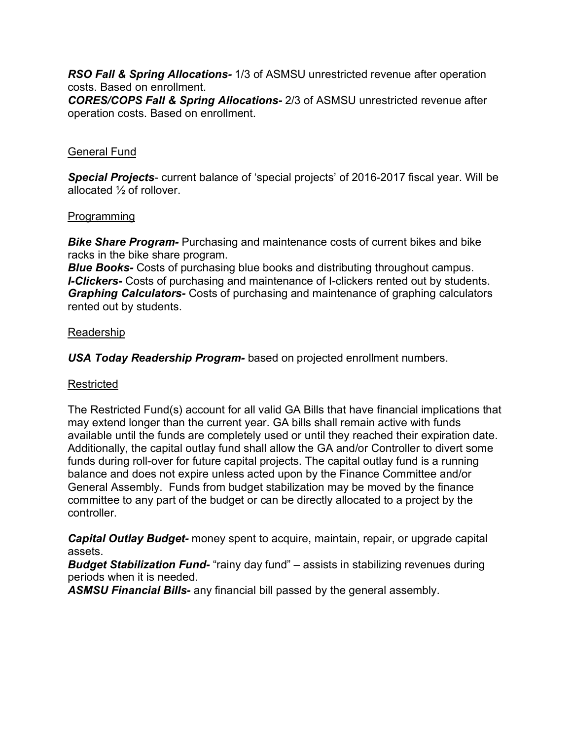***RSO Fall & Spring Allocations-*** 1/3 of ASMSU unrestricted revenue after operation costs. Based on enrollment.
***CORES/COPS Fall & Spring Allocations-*** 2/3 of ASMSU unrestricted revenue after operation costs. Based on enrollment.

<u>General Fund</u>

***Special Projects***- current balance of 'special projects' of 2016-2017 fiscal year. Will be allocated ½ of rollover.

<u>Programming</u>

***Bike Share Program-*** Purchasing and maintenance costs of current bikes and bike racks in the bike share program.
***Blue Books-*** Costs of purchasing blue books and distributing throughout campus.
***I-Clickers-*** Costs of purchasing and maintenance of I-clickers rented out by students.
***Graphing Calculators-*** Costs of purchasing and maintenance of graphing calculators rented out by students.

<u>Readership</u>

***USA Today Readership Program-*** based on projected enrollment numbers.

<u>Restricted</u>

The Restricted Fund(s) account for all valid GA Bills that have financial implications that may extend longer than the current year. GA bills shall remain active with funds available until the funds are completely used or until they reached their expiration date. Additionally, the capital outlay fund shall allow the GA and/or Controller to divert some funds during roll-over for future capital projects. The capital outlay fund is a running balance and does not expire unless acted upon by the Finance Committee and/or General Assembly. Funds from budget stabilization may be moved by the finance committee to any part of the budget or can be directly allocated to a project by the controller.

***Capital Outlay Budget-*** money spent to acquire, maintain, repair, or upgrade capital assets.
***Budget Stabilization Fund-*** "rainy day fund" – assists in stabilizing revenues during periods when it is needed.
***ASMSU Financial Bills-*** any financial bill passed by the general assembly.